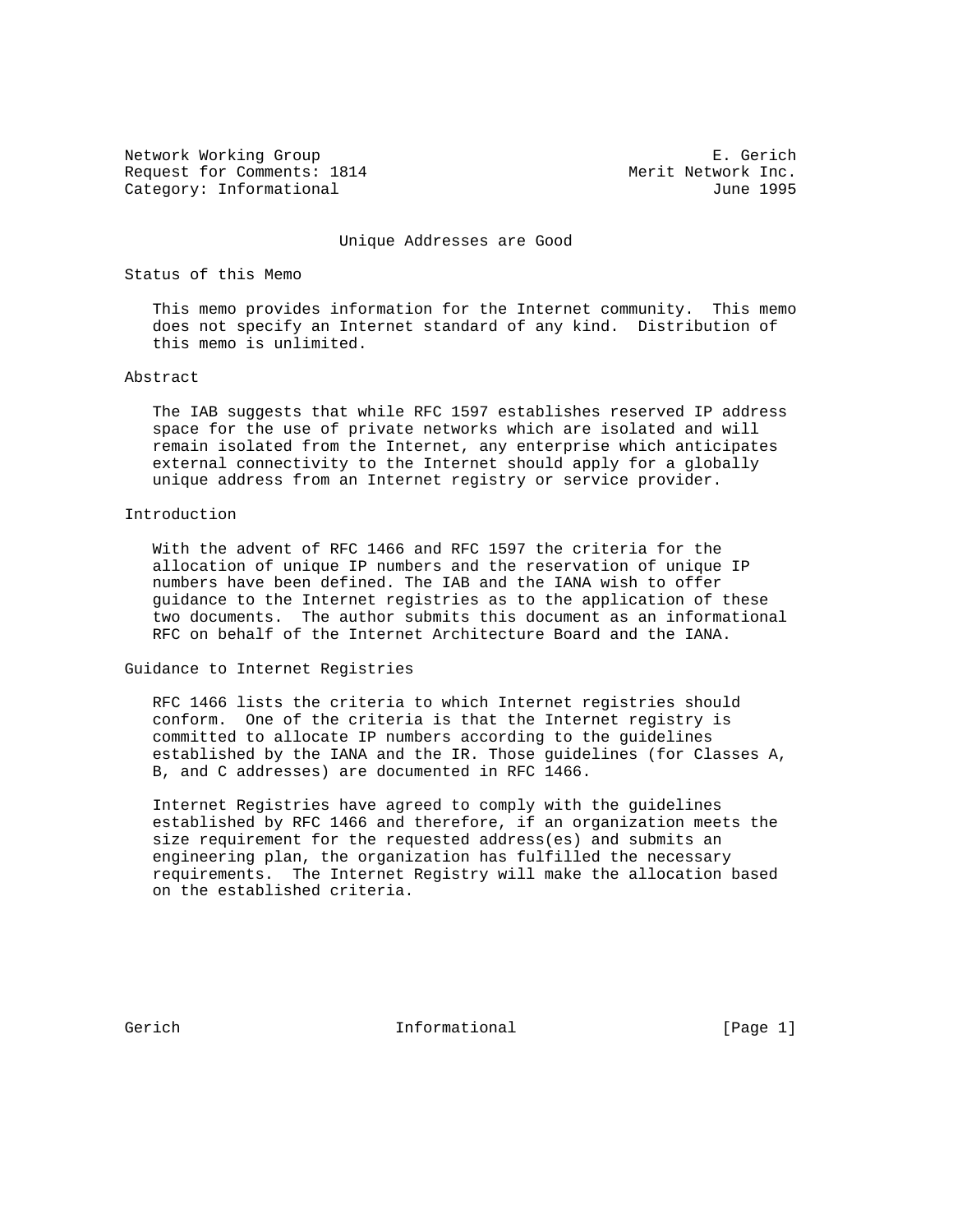Network Working Group E. Gerich
Request for Comments: 1814 Merit Network Inc.
Category: Informational June 1995

# Unique Addresses are Good

## Status of this Memo

This memo provides information for the Internet community. This memo does not specify an Internet standard of any kind. Distribution of this memo is unlimited.

## Abstract

The IAB suggests that while RFC 1597 establishes reserved IP address space for the use of private networks which are isolated and will remain isolated from the Internet, any enterprise which anticipates external connectivity to the Internet should apply for a globally unique address from an Internet registry or service provider.

## Introduction

With the advent of RFC 1466 and RFC 1597 the criteria for the allocation of unique IP numbers and the reservation of unique IP numbers have been defined. The IAB and the IANA wish to offer guidance to the Internet registries as to the application of these two documents. The author submits this document as an informational RFC on behalf of the Internet Architecture Board and the IANA.

## Guidance to Internet Registries

RFC 1466 lists the criteria to which Internet registries should conform. One of the criteria is that the Internet registry is committed to allocate IP numbers according to the guidelines established by the IANA and the IR. Those guidelines (for Classes A, B, and C addresses) are documented in RFC 1466.

Internet Registries have agreed to comply with the guidelines established by RFC 1466 and therefore, if an organization meets the size requirement for the requested address(es) and submits an engineering plan, the organization has fulfilled the necessary requirements. The Internet Registry will make the allocation based on the established criteria.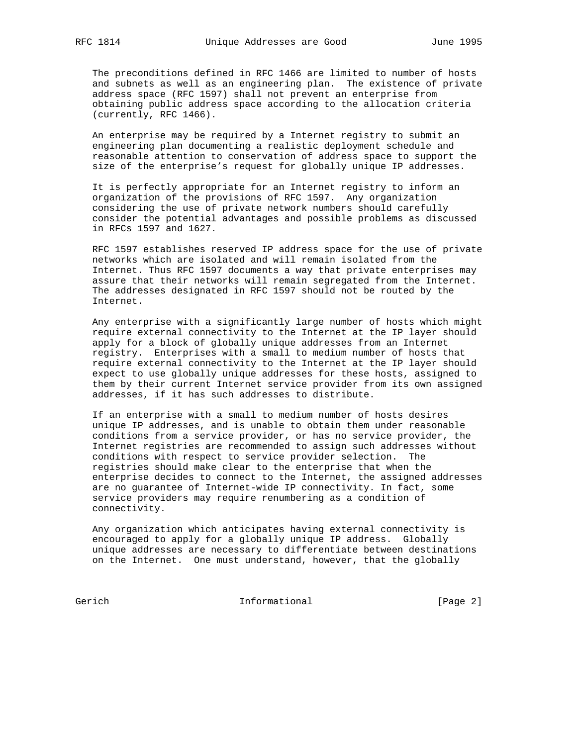The preconditions defined in RFC 1466 are limited to number of hosts and subnets as well as an engineering plan. The existence of private address space (RFC 1597) shall not prevent an enterprise from obtaining public address space according to the allocation criteria (currently, RFC 1466).

An enterprise may be required by a Internet registry to submit an engineering plan documenting a realistic deployment schedule and reasonable attention to conservation of address space to support the size of the enterprise's request for globally unique IP addresses.

It is perfectly appropriate for an Internet registry to inform an organization of the provisions of RFC 1597. Any organization considering the use of private network numbers should carefully consider the potential advantages and possible problems as discussed in RFCs 1597 and 1627.

RFC 1597 establishes reserved IP address space for the use of private networks which are isolated and will remain isolated from the Internet. Thus RFC 1597 documents a way that private enterprises may assure that their networks will remain segregated from the Internet. The addresses designated in RFC 1597 should not be routed by the Internet.

Any enterprise with a significantly large number of hosts which might require external connectivity to the Internet at the IP layer should apply for a block of globally unique addresses from an Internet registry. Enterprises with a small to medium number of hosts that require external connectivity to the Internet at the IP layer should expect to use globally unique addresses for these hosts, assigned to them by their current Internet service provider from its own assigned addresses, if it has such addresses to distribute.

If an enterprise with a small to medium number of hosts desires unique IP addresses, and is unable to obtain them under reasonable conditions from a service provider, or has no service provider, the Internet registries are recommended to assign such addresses without conditions with respect to service provider selection. The registries should make clear to the enterprise that when the enterprise decides to connect to the Internet, the assigned addresses are no guarantee of Internet-wide IP connectivity. In fact, some service providers may require renumbering as a condition of connectivity.

Any organization which anticipates having external connectivity is encouraged to apply for a globally unique IP address. Globally unique addresses are necessary to differentiate between destinations on the Internet. One must understand, however, that the globally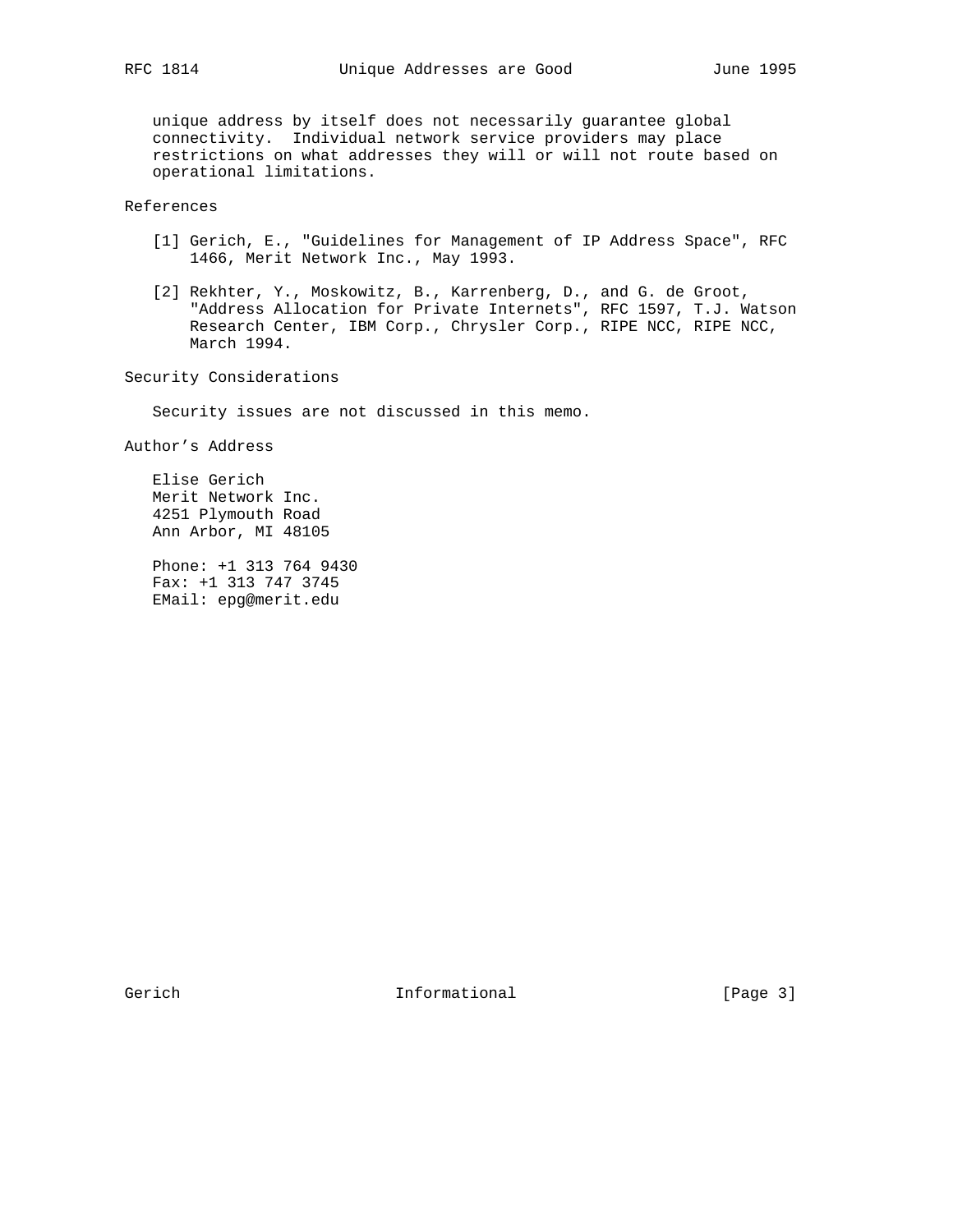unique address by itself does not necessarily guarantee global connectivity. Individual network service providers may place restrictions on what addresses they will or will not route based on operational limitations.

## References

[1] Gerich, E., "Guidelines for Management of IP Address Space", RFC 1466, Merit Network Inc., May 1993.

[2] Rekhter, Y., Moskowitz, B., Karrenberg, D., and G. de Groot, "Address Allocation for Private Internets", RFC 1597, T.J. Watson Research Center, IBM Corp., Chrysler Corp., RIPE NCC, RIPE NCC, March 1994.

## Security Considerations

Security issues are not discussed in this memo.

## Author's Address

Elise Gerich
Merit Network Inc.
4251 Plymouth Road
Ann Arbor, MI 48105

Phone: +1 313 764 9430
Fax: +1 313 747 3745
EMail: epg@merit.edu